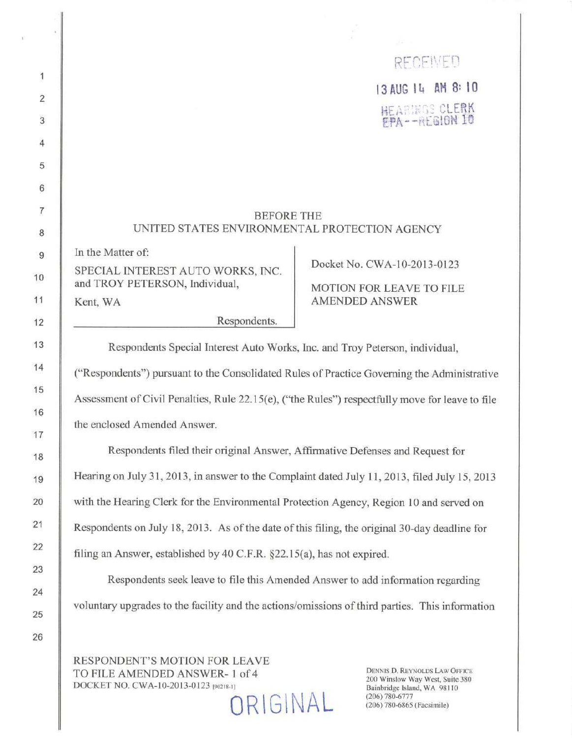RECEIVED

13 AUG 14 AM 8:10

HEARINGS CLERK
EPA--REGION 10

BEFORE THE
UNITED STATES ENVIRONMENTAL PROTECTION AGENCY

| | |
|---|---|
| In the Matter of:<br><br>SPECIAL INTEREST AUTO WORKS, INC. and TROY PETERSON, Individual,<br><br>Kent, WA<br><br>Respondents. | Docket No. CWA-10-2013-0123<br><br>MOTION FOR LEAVE TO FILE AMENDED ANSWER |

Respondents Special Interest Auto Works, Inc. and Troy Peterson, individual, ("Respondents") pursuant to the Consolidated Rules of Practice Governing the Administrative Assessment of Civil Penalties, Rule 22.15(e), ("the Rules") respectfully move for leave to file the enclosed Amended Answer.

Respondents filed their original Answer, Affirmative Defenses and Request for Hearing on July 31, 2013, in answer to the Complaint dated July 11, 2013, filed July 15, 2013 with the Hearing Clerk for the Environmental Protection Agency, Region 10 and served on Respondents on July 18, 2013. As of the date of this filing, the original 30-day deadline for filing an Answer, established by 40 C.F.R. §22.15(a), has not expired.

Respondents seek leave to file this Amended Answer to add information regarding voluntary upgrades to the facility and the actions/omissions of third parties. This information

RESPONDENT'S MOTION FOR LEAVE TO FILE AMENDED ANSWER
DOCKET NO. CWA-10-2013-0123 [90218-1]

ORIGINAL

DENNIS D. REYNOLDS LAW OFFICE
200 Winslow Way West, Suite 380
Bainbridge Island, WA 98110
(206) 780-6777
(206) 780-6865 (Facsimile)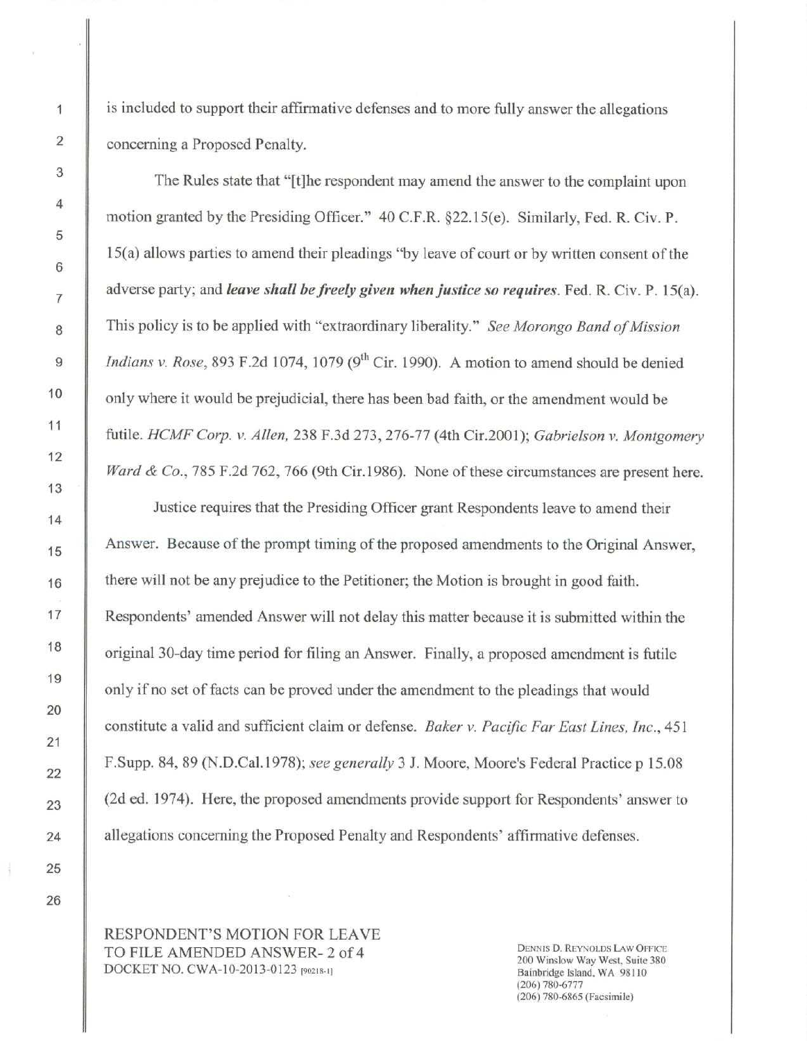is included to support their affirmative defenses and to more fully answer the allegations concerning a Proposed Penalty.

The Rules state that "[t]he respondent may amend the answer to the complaint upon motion granted by the Presiding Officer." 40 C.F.R. §22.15(e). Similarly, Fed. R. Civ. P. 15(a) allows parties to amend their pleadings "by leave of court or by written consent of the adverse party; and ***leave shall be freely given when justice so requires***. Fed. R. Civ. P. 15(a). This policy is to be applied with "extraordinary liberality." *See Morongo Band of Mission Indians v. Rose*, 893 F.2d 1074, 1079 (9th Cir. 1990). A motion to amend should be denied only where it would be prejudicial, there has been bad faith, or the amendment would be futile. *HCMF Corp. v. Allen,* 238 F.3d 273, 276-77 (4th Cir.2001); *Gabrielson v. Montgomery Ward & Co.*, 785 F.2d 762, 766 (9th Cir.1986). None of these circumstances are present here.

Justice requires that the Presiding Officer grant Respondents leave to amend their Answer. Because of the prompt timing of the proposed amendments to the Original Answer, there will not be any prejudice to the Petitioner; the Motion is brought in good faith. Respondents' amended Answer will not delay this matter because it is submitted within the original 30-day time period for filing an Answer. Finally, a proposed amendment is futile only if no set of facts can be proved under the amendment to the pleadings that would constitute a valid and sufficient claim or defense. *Baker v. Pacific Far East Lines, Inc.*, 451 F.Supp. 84, 89 (N.D.Cal.1978); *see generally* 3 J. Moore, Moore's Federal Practice p 15.08 (2d ed. 1974). Here, the proposed amendments provide support for Respondents' answer to allegations concerning the Proposed Penalty and Respondents' affirmative defenses.

RESPONDENT'S MOTION FOR LEAVE TO FILE AMENDED ANSWER
DOCKET NO. CWA-10-2013-0123 [90218-1]

DENNIS D. REYNOLDS LAW OFFICE
200 Winslow Way West, Suite 380
Bainbridge Island, WA 98110
(206) 780-6777
(206) 780-6865 (Facsimile)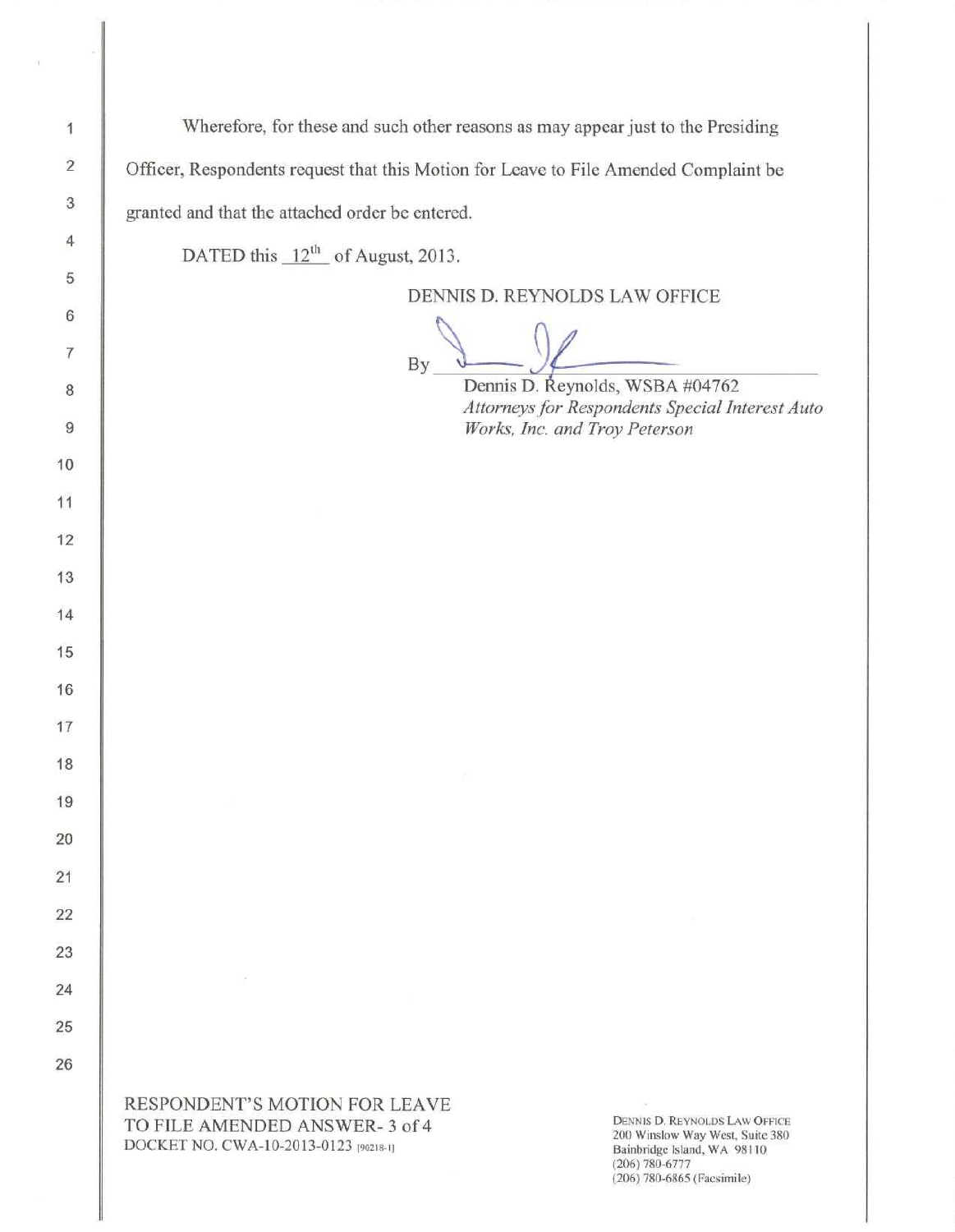Wherefore, for these and such other reasons as may appear just to the Presiding Officer, Respondents request that this Motion for Leave to File Amended Complaint be granted and that the attached order be entered.

DATED this 12th of August, 2013.

DENNIS D. REYNOLDS LAW OFFICE

By ______________________

Dennis D. Reynolds, WSBA #04762
*Attorneys for Respondents Special Interest Auto Works, Inc. and Troy Peterson*

RESPONDENT'S MOTION FOR LEAVE TO FILE AMENDED ANSWER- 3 of 4
DOCKET NO. CWA-10-2013-0123 [90218-1]

DENNIS D. REYNOLDS LAW OFFICE
200 Winslow Way West, Suite 380
Bainbridge Island, WA 98110
(206) 780-6777
(206) 780-6865 (Facsimile)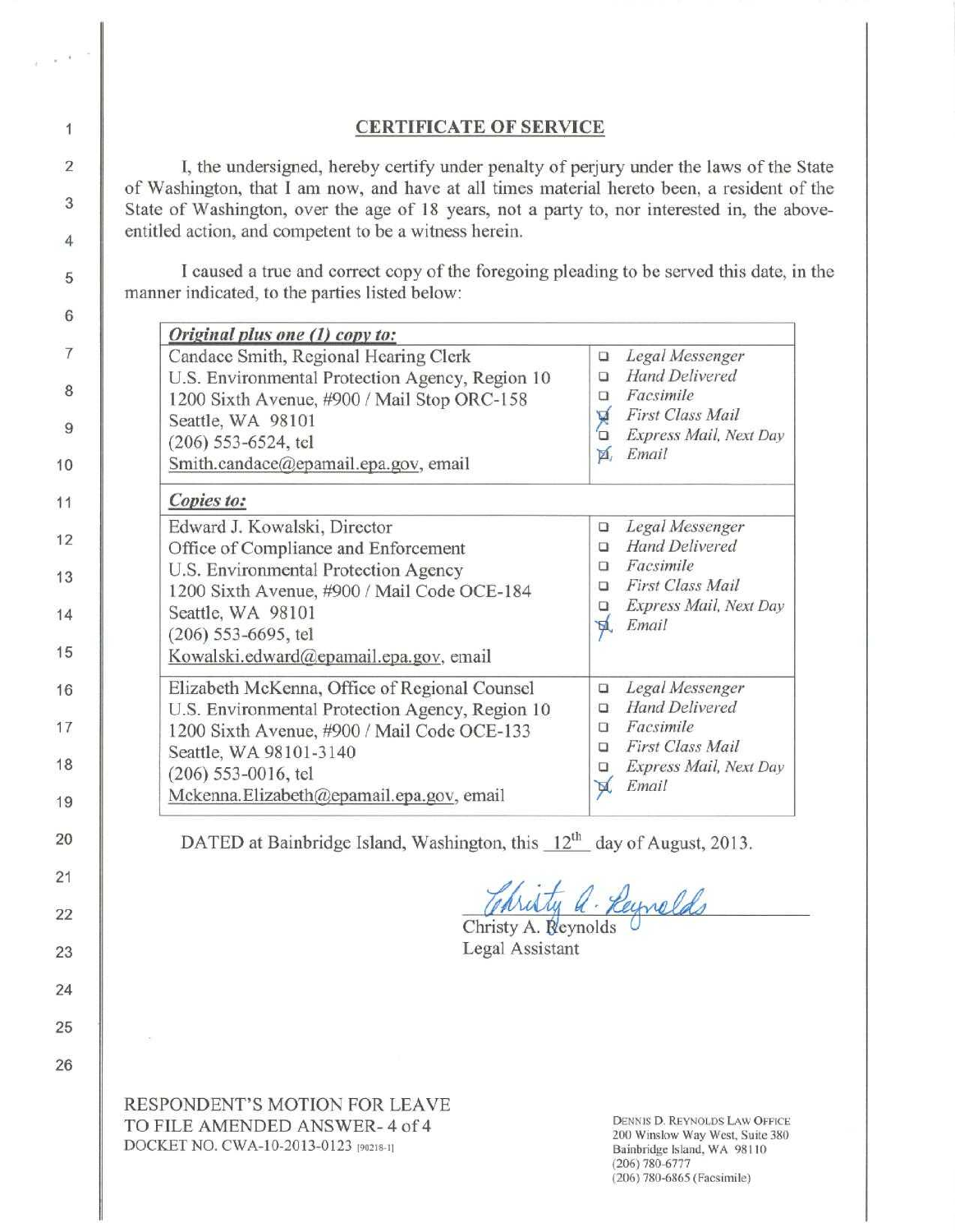## CERTIFICATE OF SERVICE

I, the undersigned, hereby certify under penalty of perjury under the laws of the State of Washington, that I am now, and have at all times material hereto been, a resident of the State of Washington, over the age of 18 years, not a party to, nor interested in, the above-entitled action, and competent to be a witness herein.

I caused a true and correct copy of the foregoing pleading to be served this date, in the manner indicated, to the parties listed below:

| | |
|---|---|
| ***Original plus one (1) copy to:*** | |
| Candace Smith, Regional Hearing Clerk<br>U.S. Environmental Protection Agency, Region 10<br>1200 Sixth Avenue, #900 / Mail Stop ORC-158<br>Seattle, WA 98101<br>(206) 553-6524, tel<br>Smith.candace@epamail.epa.gov, email | ☐ *Legal Messenger*<br>☐ *Hand Delivered*<br>☐ *Facsimile*<br>☒ *First Class Mail*<br>☐ *Express Mail, Next Day*<br>☒ *Email* |
| ***Copies to:*** | |
| Edward J. Kowalski, Director<br>Office of Compliance and Enforcement<br>U.S. Environmental Protection Agency<br>1200 Sixth Avenue, #900 / Mail Code OCE-184<br>Seattle, WA 98101<br>(206) 553-6695, tel<br>Kowalski.edward@epamail.epa.gov, email | ☐ *Legal Messenger*<br>☐ *Hand Delivered*<br>☐ *Facsimile*<br>☐ *First Class Mail*<br>☐ *Express Mail, Next Day*<br>☒ *Email* |
| Elizabeth McKenna, Office of Regional Counsel<br>U.S. Environmental Protection Agency, Region 10<br>1200 Sixth Avenue, #900 / Mail Code OCE-133<br>Seattle, WA 98101-3140<br>(206) 553-0016, tel<br>Mckenna.Elizabeth@epamail.epa.gov, email | ☐ *Legal Messenger*<br>☐ *Hand Delivered*<br>☐ *Facsimile*<br>☐ *First Class Mail*<br>☐ *Express Mail, Next Day*<br>☒ *Email* |

DATED at Bainbridge Island, Washington, this 12th day of August, 2013.

Christy A. Reynolds
Legal Assistant

RESPONDENT'S MOTION FOR LEAVE TO FILE AMENDED ANSWER
DOCKET NO. CWA-10-2013-0123 [90218-1]

DENNIS D. REYNOLDS LAW OFFICE
200 Winslow Way West, Suite 380
Bainbridge Island, WA 98110
(206) 780-6777
(206) 780-6865 (Facsimile)